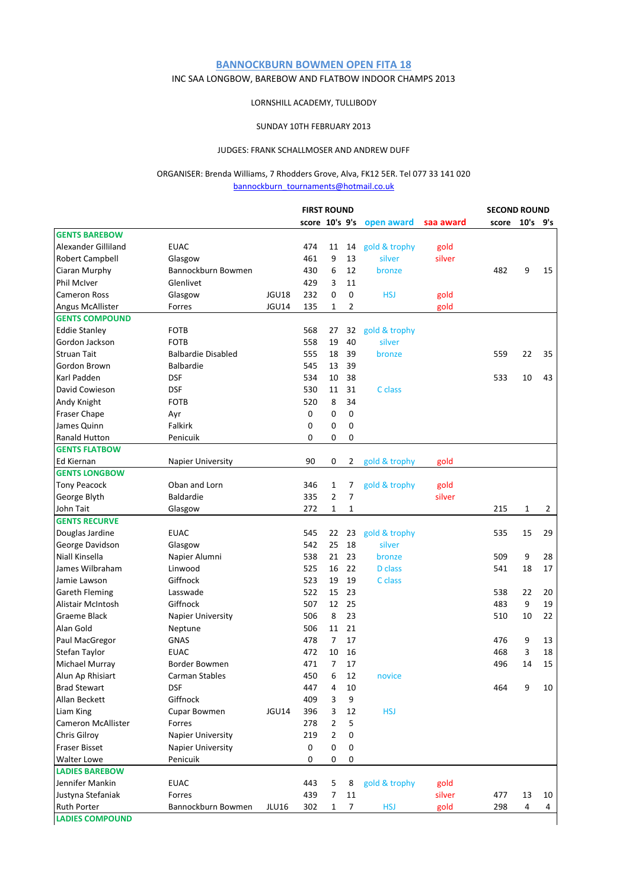# BANNOCKBURN BOWMEN OPEN FITA 18

INC SAA LONGBOW, BAREBOW AND FLATBOW INDOOR CHAMPS 2013

LORNSHILL ACADEMY, TULLIBODY

SUNDAY 10TH FEBRUARY 2013

JUDGES: FRANK SCHALLMOSER AND ANDREW DUFF

ORGANISER: Brenda Williams, 7 Rhodders Grove, Alva, FK12 5ER. Tel 077 33 141 020
bannockburn_tournaments@hotmail.co.uk

| | | | FIRST ROUND | | | | | SECOND ROUND | | |
|---|---|---|---|---|---|---|---|---|---|---|
| | | | score | 10's | 9's | open award | saa award | score | 10's | 9's |
| **GENTS BAREBOW** | | | | | | | | | | |
| Alexander Gilliland | EUAC | | 474 | 11 | 14 | gold & trophy | gold | | | |
| Robert Campbell | Glasgow | | 461 | 9 | 13 | silver | silver | | | |
| Ciaran Murphy | Bannockburn Bowmen | | 430 | 6 | 12 | bronze | | 482 | 9 | 15 |
| Phil McIver | Glenlivet | | 429 | 3 | 11 | | | | | |
| Cameron Ross | Glasgow | JGU18 | 232 | 0 | 0 | HSJ | gold | | | |
| Angus McAllister | Forres | JGU14 | 135 | 1 | 2 | | gold | | | |
| **GENTS COMPOUND** | | | | | | | | | | |
| Eddie Stanley | FOTB | | 568 | 27 | 32 | gold & trophy | | | | |
| Gordon Jackson | FOTB | | 558 | 19 | 40 | silver | | | | |
| Struan Tait | Balbardie Disabled | | 555 | 18 | 39 | bronze | | 559 | 22 | 35 |
| Gordon Brown | Balbardie | | 545 | 13 | 39 | | | | | |
| Karl Padden | DSF | | 534 | 10 | 38 | | | 533 | 10 | 43 |
| David Cowieson | DSF | | 530 | 11 | 31 | C class | | | | |
| Andy Knight | FOTB | | 520 | 8 | 34 | | | | | |
| Fraser Chape | Ayr | | 0 | 0 | 0 | | | | | |
| James Quinn | Falkirk | | 0 | 0 | 0 | | | | | |
| Ranald Hutton | Penicuik | | 0 | 0 | 0 | | | | | |
| **GENTS FLATBOW** | | | | | | | | | | |
| Ed Kiernan | Napier University | | 90 | 0 | 2 | gold & trophy | gold | | | |
| **GENTS LONGBOW** | | | | | | | | | | |
| Tony Peacock | Oban and Lorn | | 346 | 1 | 7 | gold & trophy | gold | | | |
| George Blyth | Baldardie | | 335 | 2 | 7 | | silver | | | |
| John Tait | Glasgow | | 272 | 1 | 1 | | | 215 | 1 | 2 |
| **GENTS RECURVE** | | | | | | | | | | |
| Douglas Jardine | EUAC | | 545 | 22 | 23 | gold & trophy | | 535 | 15 | 29 |
| George Davidson | Glasgow | | 542 | 25 | 18 | silver | | | | |
| Niall Kinsella | Napier Alumni | | 538 | 21 | 23 | bronze | | 509 | 9 | 28 |
| James Wilbraham | Linwood | | 525 | 16 | 22 | D class | | 541 | 18 | 17 |
| Jamie Lawson | Giffnock | | 523 | 19 | 19 | C class | | | | |
| Gareth Fleming | Lasswade | | 522 | 15 | 23 | | | 538 | 22 | 20 |
| Alistair McIntosh | Giffnock | | 507 | 12 | 25 | | | 483 | 9 | 19 |
| Graeme Black | Napier University | | 506 | 8 | 23 | | | 510 | 10 | 22 |
| Alan Gold | Neptune | | 506 | 11 | 21 | | | | | |
| Paul MacGregor | GNAS | | 478 | 7 | 17 | | | 476 | 9 | 13 |
| Stefan Taylor | EUAC | | 472 | 10 | 16 | | | 468 | 3 | 18 |
| Michael Murray | Border Bowmen | | 471 | 7 | 17 | | | 496 | 14 | 15 |
| Alun Ap Rhisiart | Carman Stables | | 450 | 6 | 12 | novice | | | | |
| Brad Stewart | DSF | | 447 | 4 | 10 | | | 464 | 9 | 10 |
| Allan Beckett | Giffnock | | 409 | 3 | 9 | | | | | |
| Liam King | Cupar Bowmen | JGU14 | 396 | 3 | 12 | HSJ | | | | |
| Cameron McAllister | Forres | | 278 | 2 | 5 | | | | | |
| Chris Gilroy | Napier University | | 219 | 2 | 0 | | | | | |
| Fraser Bisset | Napier University | | 0 | 0 | 0 | | | | | |
| Walter Lowe | Penicuik | | 0 | 0 | 0 | | | | | |
| **LADIES BAREBOW** | | | | | | | | | | |
| Jennifer Mankin | EUAC | | 443 | 5 | 8 | gold & trophy | gold | | | |
| Justyna Stefaniak | Forres | | 439 | 7 | 11 | | silver | 477 | 13 | 10 |
| Ruth Porter | Bannockburn Bowmen | JLU16 | 302 | 1 | 7 | HSJ | gold | 298 | 4 | 4 |
| **LADIES COMPOUND** | | | | | | | | | | |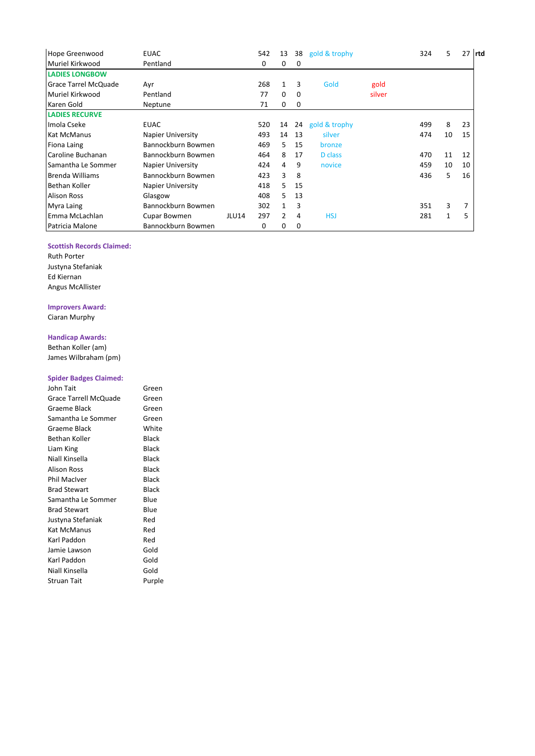| | | | | | | | | | | | |
|---|---|---|---|---|---|---|---|---|---|---|---|
| Hope Greenwood | EUAC | | 542 | 13 | 38 | gold & trophy | | 324 | 5 | 27 | **rtd** |
| Muriel Kirkwood | Pentland | | 0 | 0 | 0 | | | | | | |
| **LADIES LONGBOW** | | | | | | | | | | | |
| Grace Tarrel McQuade | Ayr | | 268 | 1 | 3 | Gold | gold | | | | |
| Muriel Kirkwood | Pentland | | 77 | 0 | 0 | | silver | | | | |
| Karen Gold | Neptune | | 71 | 0 | 0 | | | | | | |
| **LADIES RECURVE** | | | | | | | | | | | |
| Imola Cseke | EUAC | | 520 | 14 | 24 | gold & trophy | | 499 | 8 | 23 | |
| Kat McManus | Napier University | | 493 | 14 | 13 | silver | | 474 | 10 | 15 | |
| Fiona Laing | Bannockburn Bowmen | | 469 | 5 | 15 | bronze | | | | | |
| Caroline Buchanan | Bannockburn Bowmen | | 464 | 8 | 17 | D class | | 470 | 11 | 12 | |
| Samantha Le Sommer | Napier University | | 424 | 4 | 9 | novice | | 459 | 10 | 10 | |
| Brenda Williams | Bannockburn Bowmen | | 423 | 3 | 8 | | | 436 | 5 | 16 | |
| Bethan Koller | Napier University | | 418 | 5 | 15 | | | | | | |
| Alison Ross | Glasgow | | 408 | 5 | 13 | | | | | | |
| Myra Laing | Bannockburn Bowmen | | 302 | 1 | 3 | | | 351 | 3 | 7 | |
| Emma McLachlan | Cupar Bowmen | JLU14 | 297 | 2 | 4 | HSJ | | 281 | 1 | 5 | |
| Patricia Malone | Bannockburn Bowmen | | 0 | 0 | 0 | | | | | | |

**Scottish Records Claimed:**

Ruth Porter
Justyna Stefaniak
Ed Kiernan
Angus McAllister

**Improvers Award:**

Ciaran Murphy

**Handicap Awards:**

Bethan Koller (am)
James Wilbraham (pm)

**Spider Badges Claimed:**

| | |
|---|---|
| John Tait | Green |
| Grace Tarrell McQuade | Green |
| Graeme Black | Green |
| Samantha Le Sommer | Green |
| Graeme Black | White |
| Bethan Koller | Black |
| Liam King | Black |
| Niall Kinsella | Black |
| Alison Ross | Black |
| Phil MacIver | Black |
| Brad Stewart | Black |
| Samantha Le Sommer | Blue |
| Brad Stewart | Blue |
| Justyna Stefaniak | Red |
| Kat McManus | Red |
| Karl Paddon | Red |
| Jamie Lawson | Gold |
| Karl Paddon | Gold |
| Niall Kinsella | Gold |
| Struan Tait | Purple |